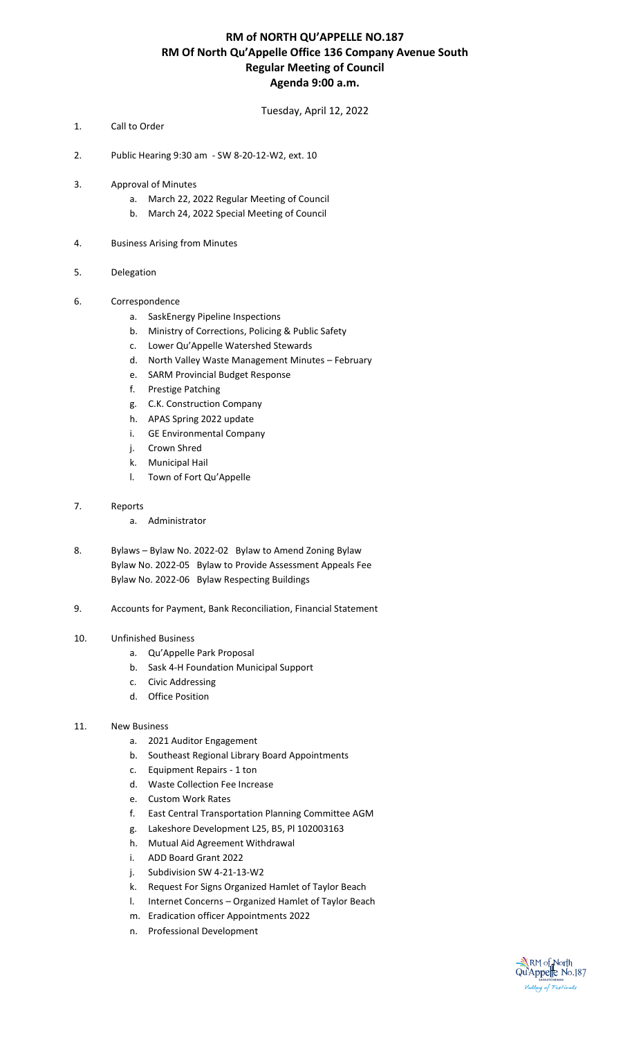# RM of NORTH QU'APPELLE NO.187
# RM Of North Qu'Appelle Office 136 Company Avenue South
# Regular Meeting of Council
# Agenda 9:00 a.m.

Tuesday, April 12, 2022

1. Call to Order

2. Public Hearing 9:30 am - SW 8-20-12-W2, ext. 10

3. Approval of Minutes
   a. March 22, 2022 Regular Meeting of Council
   b. March 24, 2022 Special Meeting of Council

4. Business Arising from Minutes

5. Delegation

6. Correspondence
   a. SaskEnergy Pipeline Inspections
   b. Ministry of Corrections, Policing & Public Safety
   c. Lower Qu'Appelle Watershed Stewards
   d. North Valley Waste Management Minutes – February
   e. SARM Provincial Budget Response
   f. Prestige Patching
   g. C.K. Construction Company
   h. APAS Spring 2022 update
   i. GE Environmental Company
   j. Crown Shred
   k. Municipal Hail
   l. Town of Fort Qu'Appelle

7. Reports
   a. Administrator

8. Bylaws – Bylaw No. 2022-02 Bylaw to Amend Zoning Bylaw
   Bylaw No. 2022-05 Bylaw to Provide Assessment Appeals Fee
   Bylaw No. 2022-06 Bylaw Respecting Buildings

9. Accounts for Payment, Bank Reconciliation, Financial Statement

10. Unfinished Business
    a. Qu'Appelle Park Proposal
    b. Sask 4-H Foundation Municipal Support
    c. Civic Addressing
    d. Office Position

11. New Business
    a. 2021 Auditor Engagement
    b. Southeast Regional Library Board Appointments
    c. Equipment Repairs - 1 ton
    d. Waste Collection Fee Increase
    e. Custom Work Rates
    f. East Central Transportation Planning Committee AGM
    g. Lakeshore Development L25, B5, Pl 102003163
    h. Mutual Aid Agreement Withdrawal
    i. ADD Board Grant 2022
    j. Subdivision SW 4-21-13-W2
    k. Request For Signs Organized Hamlet of Taylor Beach
    l. Internet Concerns – Organized Hamlet of Taylor Beach
    m. Eradication officer Appointments 2022
    n. Professional Development

RM of North Qu'Appelle No.187
Valley of Festivals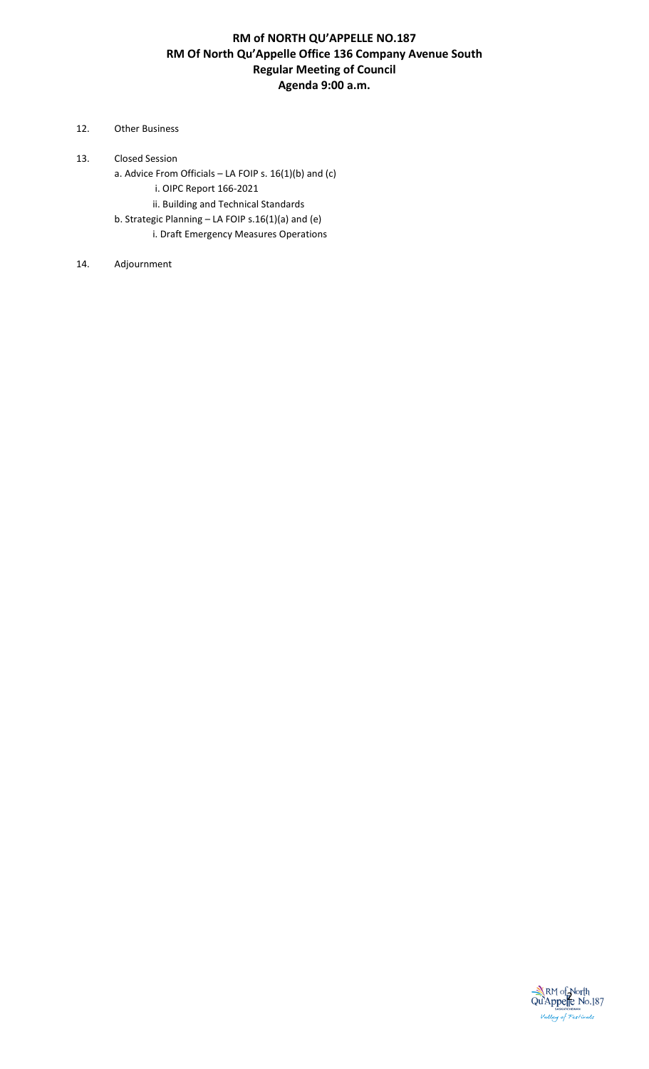# RM of NORTH QU'APPELLE NO.187
## RM Of North Qu'Appelle Office 136 Company Avenue South
## Regular Meeting of Council
## Agenda 9:00 a.m.

12. Other Business

13. Closed Session
    - a. Advice From Officials – LA FOIP s. 16(1)(b) and (c)
        - i. OIPC Report 166-2021
        - ii. Building and Technical Standards
    - b. Strategic Planning – LA FOIP s.16(1)(a) and (e)
        - i. Draft Emergency Measures Operations

14. Adjournment